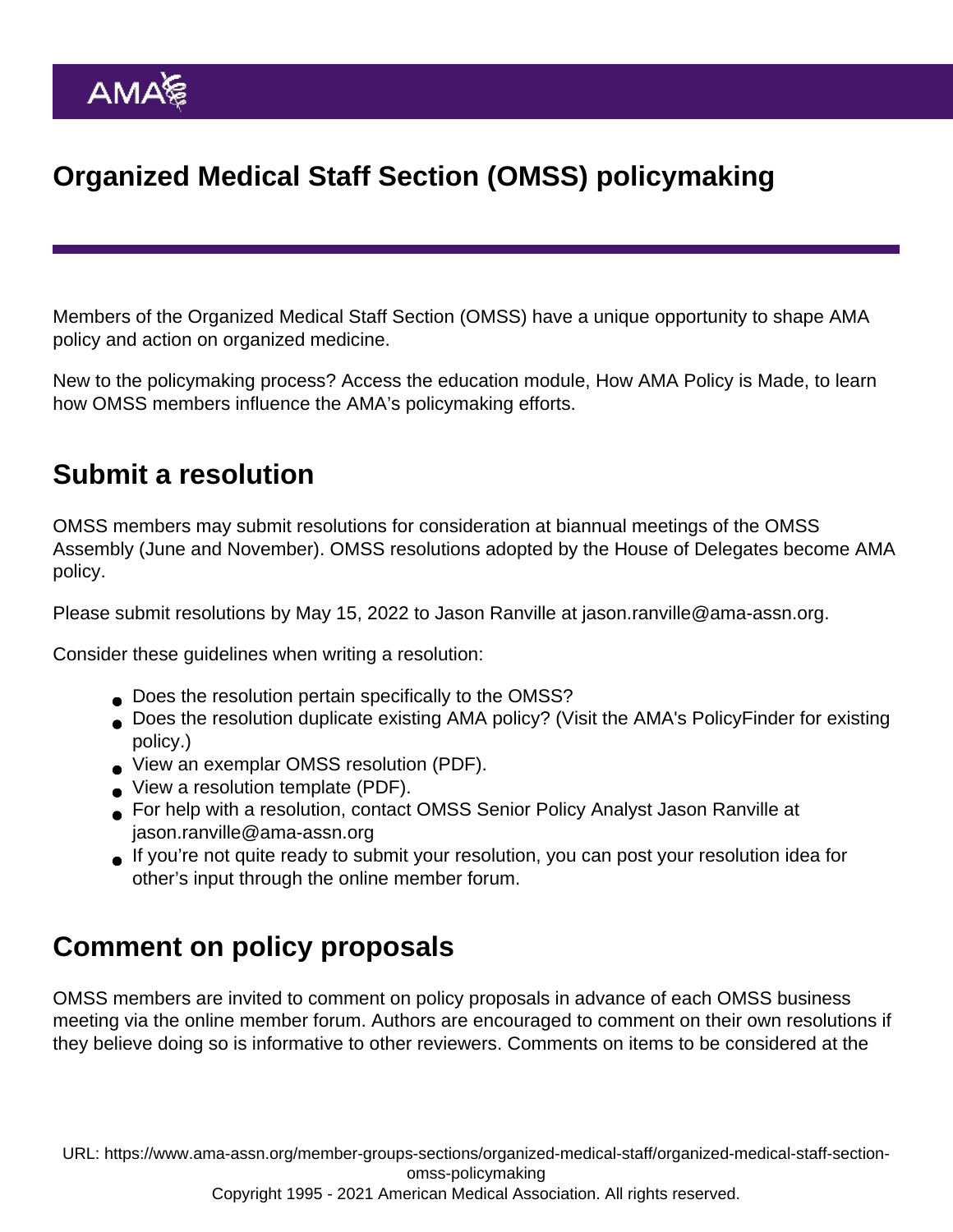# Organized Medical Staff Section (OMSS) policymaking

Members of the Organized Medical Staff Section (OMSS) have a unique opportunity to shape AMA policy and action on organized medicine.

New to the policymaking process? Access the education module, How AMA Policy is Made, to learn how OMSS members influence the AMA's policymaking efforts.

## Submit a resolution

OMSS members may submit resolutions for consideration at biannual meetings of the OMSS Assembly (June and November). OMSS resolutions adopted by the House of Delegates become AMA policy.

Please submit resolutions by May 15, 2022 to Jason Ranville at jason.ranville@ama-assn.org.

Consider these guidelines when writing a resolution:

- Does the resolution pertain specifically to the OMSS?
- Does the resolution duplicate existing AMA policy? (Visit the AMA's PolicyFinder for existing policy.)
- View an exemplar OMSS resolution (PDF).
- View a resolution template (PDF).
- For help with a resolution, contact OMSS Senior Policy Analyst Jason Ranville at jason.ranville@ama-assn.org
- If you're not quite ready to submit your resolution, you can post your resolution idea for other's input through the online member forum.

## Comment on policy proposals

OMSS members are invited to comment on policy proposals in advance of each OMSS business meeting via the online member forum. Authors are encouraged to comment on their own resolutions if they believe doing so is informative to other reviewers. Comments on items to be considered at the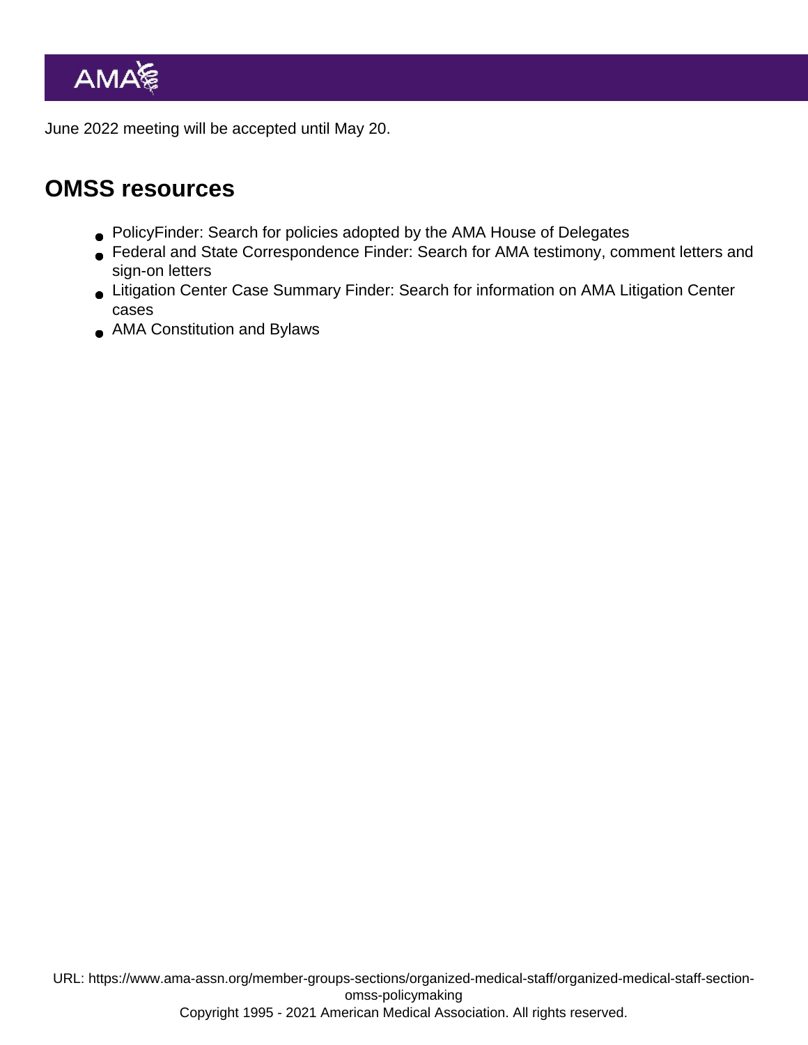June 2022 meeting will be accepted until May 20.

## OMSS resources

- PolicyFinder: Search for policies adopted by the AMA House of Delegates
- Federal and State Correspondence Finder: Search for AMA testimony, comment letters and sign-on letters
- Litigation Center Case Summary Finder: Search for information on AMA Litigation Center cases
- AMA Constitution and Bylaws